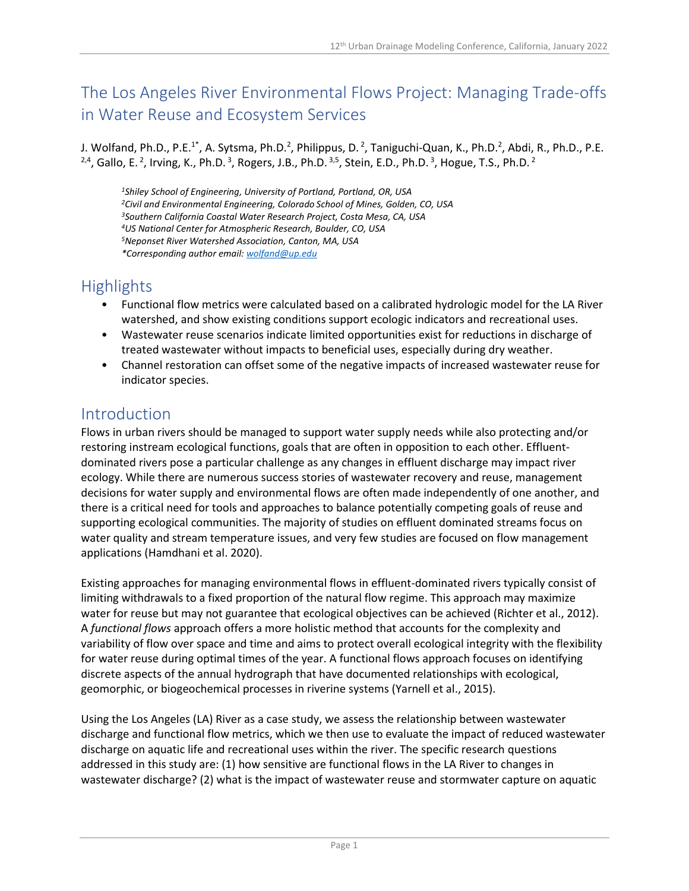# The Los Angeles River Environmental Flows Project: Managing Trade-offs in Water Reuse and Ecosystem Services

J. Wolfand, Ph.D., P.E.[1*], A. Sytsma, Ph.D.[2], Philippus, D.[2], Taniguchi-Quan, K., Ph.D.[2], Abdi, R., Ph.D., P.E.[2,4], Gallo, E.[2], Irving, K., Ph.D.[3], Rogers, J.B., Ph.D.[3,5], Stein, E.D., Ph.D.[3], Hogue, T.S., Ph.D.[2]

*[1]Shiley School of Engineering, University of Portland, Portland, OR, USA*
*[2]Civil and Environmental Engineering, Colorado School of Mines, Golden, CO, USA*
*[3]Southern California Coastal Water Research Project, Costa Mesa, CA, USA*
*[4]US National Center for Atmospheric Research, Boulder, CO, USA*
*[5]Neponset River Watershed Association, Canton, MA, USA*
*\*Corresponding author email: wolfand@up.edu*

## Highlights

- Functional flow metrics were calculated based on a calibrated hydrologic model for the LA River watershed, and show existing conditions support ecologic indicators and recreational uses.
- Wastewater reuse scenarios indicate limited opportunities exist for reductions in discharge of treated wastewater without impacts to beneficial uses, especially during dry weather.
- Channel restoration can offset some of the negative impacts of increased wastewater reuse for indicator species.

## Introduction

Flows in urban rivers should be managed to support water supply needs while also protecting and/or restoring instream ecological functions, goals that are often in opposition to each other. Effluent-dominated rivers pose a particular challenge as any changes in effluent discharge may impact river ecology. While there are numerous success stories of wastewater recovery and reuse, management decisions for water supply and environmental flows are often made independently of one another, and there is a critical need for tools and approaches to balance potentially competing goals of reuse and supporting ecological communities. The majority of studies on effluent dominated streams focus on water quality and stream temperature issues, and very few studies are focused on flow management applications (Hamdhani et al. 2020).

Existing approaches for managing environmental flows in effluent-dominated rivers typically consist of limiting withdrawals to a fixed proportion of the natural flow regime. This approach may maximize water for reuse but may not guarantee that ecological objectives can be achieved (Richter et al., 2012). A *functional flows* approach offers a more holistic method that accounts for the complexity and variability of flow over space and time and aims to protect overall ecological integrity with the flexibility for water reuse during optimal times of the year. A functional flows approach focuses on identifying discrete aspects of the annual hydrograph that have documented relationships with ecological, geomorphic, or biogeochemical processes in riverine systems (Yarnell et al., 2015).

Using the Los Angeles (LA) River as a case study, we assess the relationship between wastewater discharge and functional flow metrics, which we then use to evaluate the impact of reduced wastewater discharge on aquatic life and recreational uses within the river. The specific research questions addressed in this study are: (1) how sensitive are functional flows in the LA River to changes in wastewater discharge? (2) what is the impact of wastewater reuse and stormwater capture on aquatic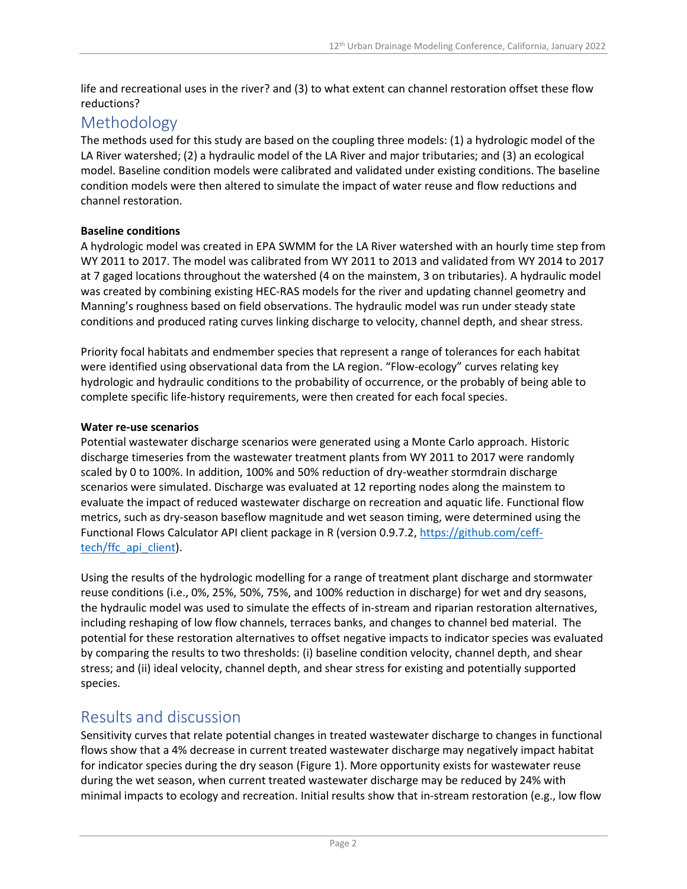life and recreational uses in the river? and (3) to what extent can channel restoration offset these flow reductions?

## Methodology

The methods used for this study are based on the coupling three models: (1) a hydrologic model of the LA River watershed; (2) a hydraulic model of the LA River and major tributaries; and (3) an ecological model. Baseline condition models were calibrated and validated under existing conditions. The baseline condition models were then altered to simulate the impact of water reuse and flow reductions and channel restoration.

**Baseline conditions**

A hydrologic model was created in EPA SWMM for the LA River watershed with an hourly time step from WY 2011 to 2017. The model was calibrated from WY 2011 to 2013 and validated from WY 2014 to 2017 at 7 gaged locations throughout the watershed (4 on the mainstem, 3 on tributaries). A hydraulic model was created by combining existing HEC-RAS models for the river and updating channel geometry and Manning's roughness based on field observations. The hydraulic model was run under steady state conditions and produced rating curves linking discharge to velocity, channel depth, and shear stress.

Priority focal habitats and endmember species that represent a range of tolerances for each habitat were identified using observational data from the LA region. "Flow-ecology" curves relating key hydrologic and hydraulic conditions to the probability of occurrence, or the probably of being able to complete specific life-history requirements, were then created for each focal species.

**Water re-use scenarios**

Potential wastewater discharge scenarios were generated using a Monte Carlo approach. Historic discharge timeseries from the wastewater treatment plants from WY 2011 to 2017 were randomly scaled by 0 to 100%. In addition, 100% and 50% reduction of dry-weather stormdrain discharge scenarios were simulated. Discharge was evaluated at 12 reporting nodes along the mainstem to evaluate the impact of reduced wastewater discharge on recreation and aquatic life. Functional flow metrics, such as dry-season baseflow magnitude and wet season timing, were determined using the Functional Flows Calculator API client package in R (version 0.9.7.2, [https://github.com/ceff-tech/ffc_api_client](https://github.com/ceff-tech/ffc_api_client)).

Using the results of the hydrologic modelling for a range of treatment plant discharge and stormwater reuse conditions (i.e., 0%, 25%, 50%, 75%, and 100% reduction in discharge) for wet and dry seasons, the hydraulic model was used to simulate the effects of in-stream and riparian restoration alternatives, including reshaping of low flow channels, terraces banks, and changes to channel bed material. The potential for these restoration alternatives to offset negative impacts to indicator species was evaluated by comparing the results to two thresholds: (i) baseline condition velocity, channel depth, and shear stress; and (ii) ideal velocity, channel depth, and shear stress for existing and potentially supported species.

## Results and discussion

Sensitivity curves that relate potential changes in treated wastewater discharge to changes in functional flows show that a 4% decrease in current treated wastewater discharge may negatively impact habitat for indicator species during the dry season (Figure 1). More opportunity exists for wastewater reuse during the wet season, when current treated wastewater discharge may be reduced by 24% with minimal impacts to ecology and recreation. Initial results show that in-stream restoration (e.g., low flow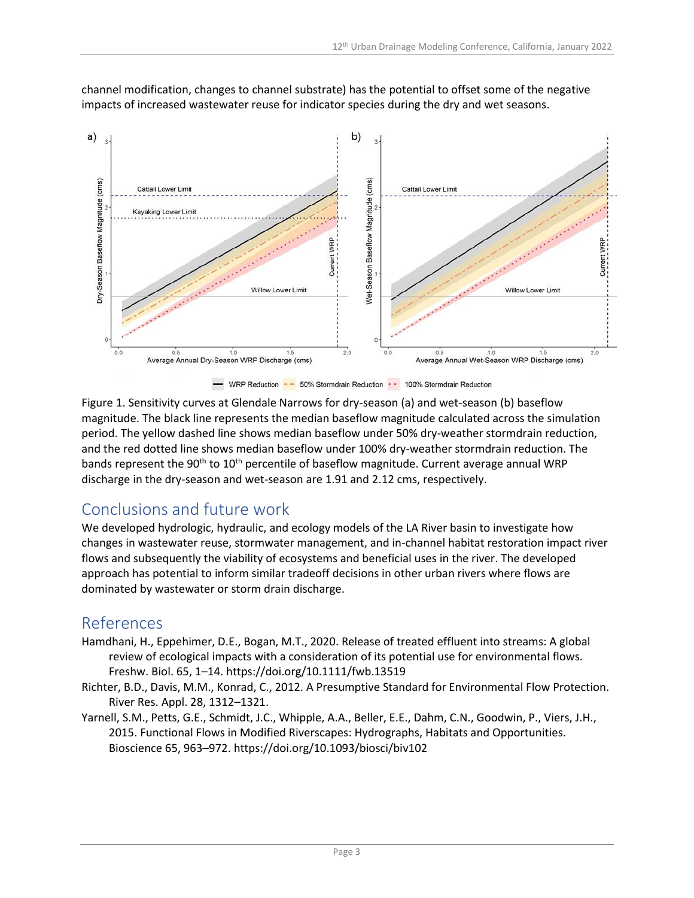channel modification, changes to channel substrate) has the potential to offset some of the negative impacts of increased wastewater reuse for indicator species during the dry and wet seasons.

a)

Dry-Season Baseflow Magnitude (cms)

Cattail Lower Limit

Kayaking Lower Limit

Willow Lower Limit

Current WRP

Average Annual Dry-Season WRP Discharge (cms)

b)

Wet-Season Baseflow Magnitude (cms)

Cattail Lower Limit

Willow Lower Limit

Current WRP

Average Annual Wet-Season WRP Discharge (cms)

WRP Reduction — 50% Stormdrain Reduction — 100% Stormdrain Reduction

Figure 1. Sensitivity curves at Glendale Narrows for dry-season (a) and wet-season (b) baseflow magnitude. The black line represents the median baseflow magnitude calculated across the simulation period. The yellow dashed line shows median baseflow under 50% dry-weather stormdrain reduction, and the red dotted line shows median baseflow under 100% dry-weather stormdrain reduction. The bands represent the 90th to 10th percentile of baseflow magnitude. Current average annual WRP discharge in the dry-season and wet-season are 1.91 and 2.12 cms, respectively.

## Conclusions and future work

We developed hydrologic, hydraulic, and ecology models of the LA River basin to investigate how changes in wastewater reuse, stormwater management, and in-channel habitat restoration impact river flows and subsequently the viability of ecosystems and beneficial uses in the river. The developed approach has potential to inform similar tradeoff decisions in other urban rivers where flows are dominated by wastewater or storm drain discharge.

## References

Hamdhani, H., Eppehimer, D.E., Bogan, M.T., 2020. Release of treated effluent into streams: A global review of ecological impacts with a consideration of its potential use for environmental flows. Freshw. Biol. 65, 1–14. https://doi.org/10.1111/fwb.13519

Richter, B.D., Davis, M.M., Konrad, C., 2012. A Presumptive Standard for Environmental Flow Protection. River Res. Appl. 28, 1312–1321.

Yarnell, S.M., Petts, G.E., Schmidt, J.C., Whipple, A.A., Beller, E.E., Dahm, C.N., Goodwin, P., Viers, J.H., 2015. Functional Flows in Modified Riverscapes: Hydrographs, Habitats and Opportunities. Bioscience 65, 963–972. https://doi.org/10.1093/biosci/biv102